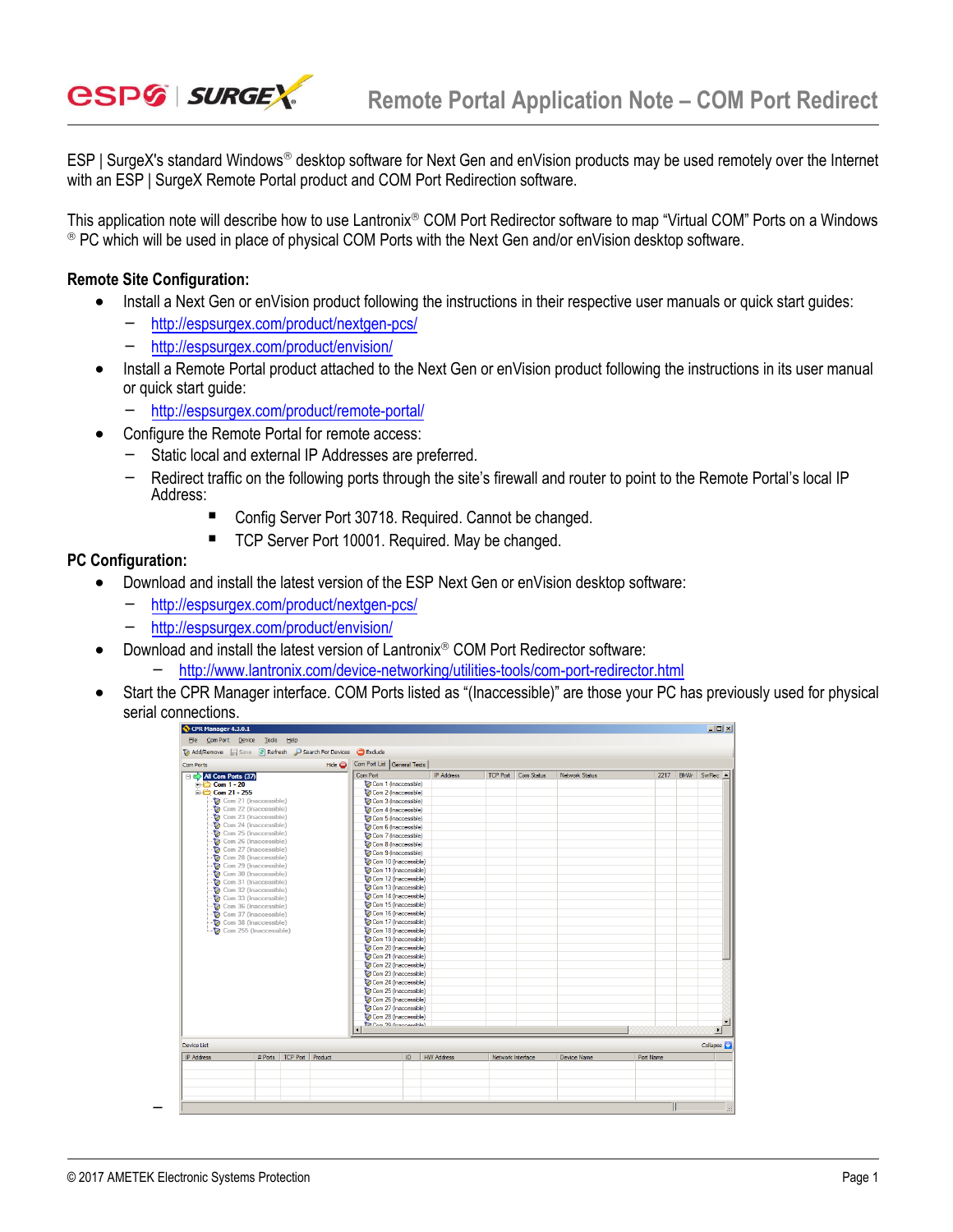# Remote Portal Application Note – COM Port Redirect

ESP | SurgeX's standard Windows® desktop software for Next Gen and enVision products may be used remotely over the Internet with an ESP | SurgeX Remote Portal product and COM Port Redirection software.

This application note will describe how to use Lantronix® COM Port Redirector software to map "Virtual COM" Ports on a Windows ® PC which will be used in place of physical COM Ports with the Next Gen and/or enVision desktop software.

**Remote Site Configuration:**

- Install a Next Gen or enVision product following the instructions in their respective user manuals or quick start guides:
  - http://espsurgex.com/product/nextgen-pcs/
  - http://espsurgex.com/product/envision/
- Install a Remote Portal product attached to the Next Gen or enVision product following the instructions in its user manual or quick start guide:
  - http://espsurgex.com/product/remote-portal/
- Configure the Remote Portal for remote access:
  - Static local and external IP Addresses are preferred.
  - Redirect traffic on the following ports through the site's firewall and router to point to the Remote Portal's local IP Address:
    - Config Server Port 30718. Required. Cannot be changed.
    - TCP Server Port 10001. Required. May be changed.

**PC Configuration:**

- Download and install the latest version of the ESP Next Gen or enVision desktop software:
  - http://espsurgex.com/product/nextgen-pcs/
  - http://espsurgex.com/product/envision/
- Download and install the latest version of Lantronix® COM Port Redirector software:
  - http://www.lantronix.com/device-networking/utilities-tools/com-port-redirector.html
- Start the CPR Manager interface. COM Ports listed as "(Inaccessible)" are those your PC has previously used for physical serial connections.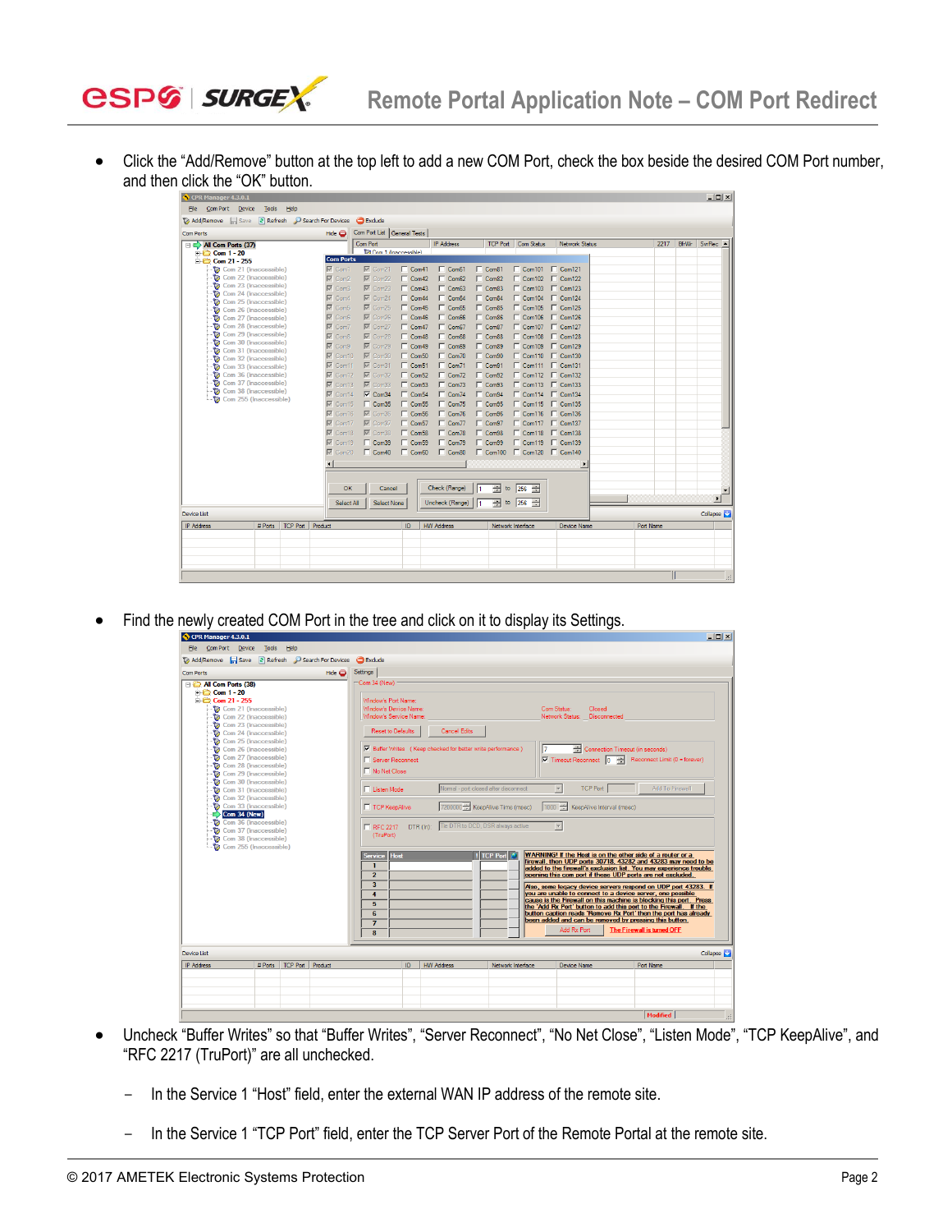- Click the "Add/Remove" button at the top left to add a new COM Port, check the box beside the desired COM Port number, and then click the "OK" button.

- Find the newly created COM Port in the tree and click on it to display its Settings.

- Uncheck "Buffer Writes" so that "Buffer Writes", "Server Reconnect", "No Net Close", "Listen Mode", "TCP KeepAlive", and "RFC 2217 (TruPort)" are all unchecked.

  - In the Service 1 "Host" field, enter the external WAN IP address of the remote site.

  - In the Service 1 "TCP Port" field, enter the TCP Server Port of the Remote Portal at the remote site.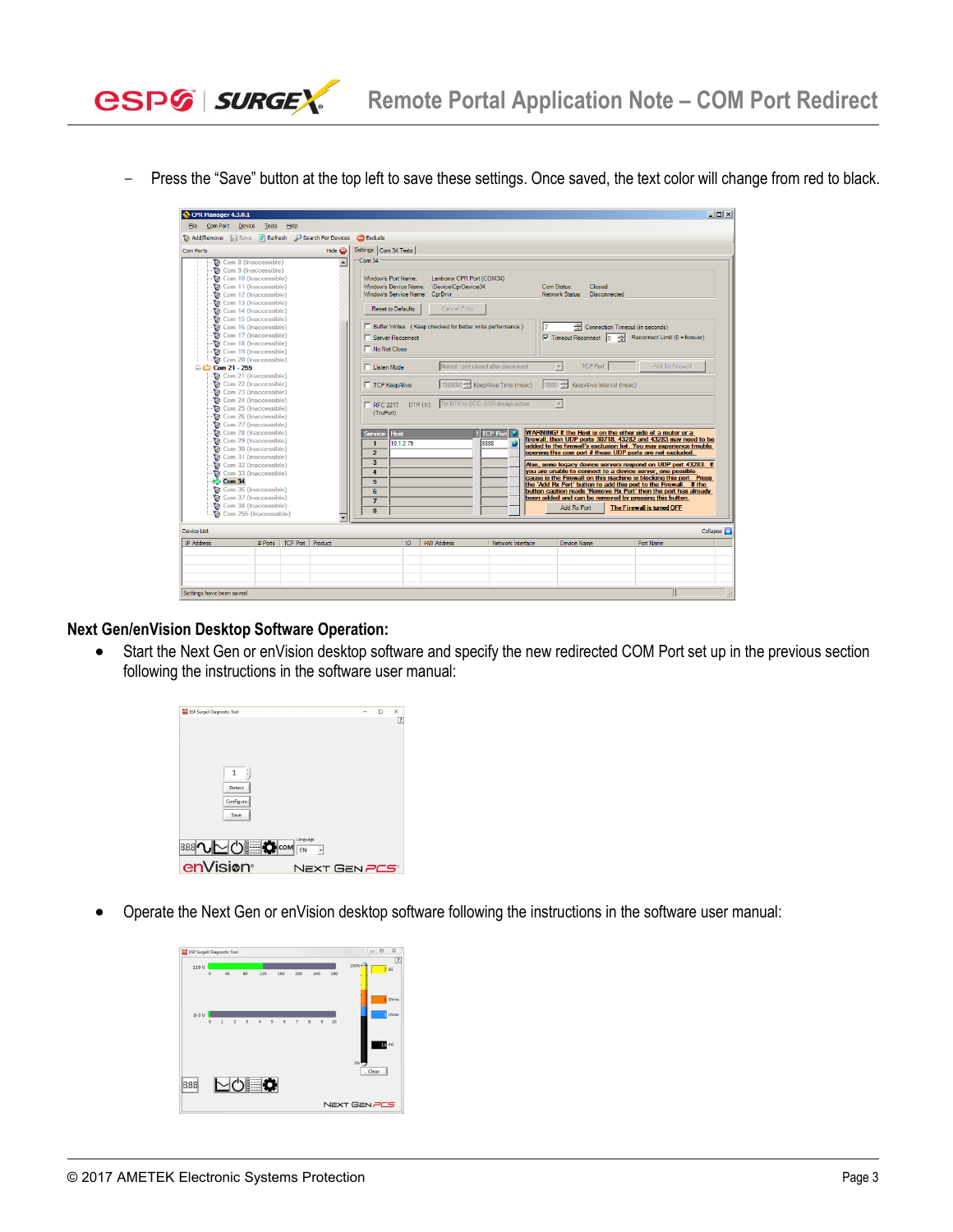– Press the "Save" button at the top left to save these settings. Once saved, the text color will change from red to black.

**Next Gen/enVision Desktop Software Operation:**

- Start the Next Gen or enVision desktop software and specify the new redirected COM Port set up in the previous section following the instructions in the software user manual:

- Operate the Next Gen or enVision desktop software following the instructions in the software user manual: